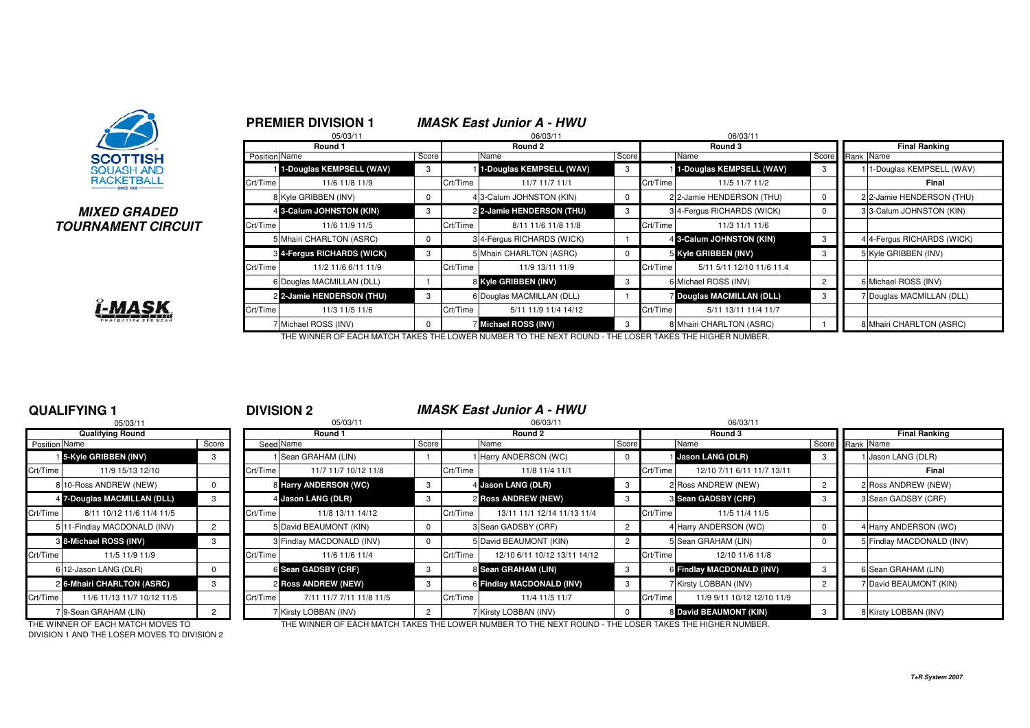**MIXED GRADED TOURNAMENT CIRCUIT**

## PREMIER DIVISION 1 — *IMASK East Junior A - HWU*

| Round 1 (05/03/11) | | Score | Round 2 (06/03/11) | | Score | Round 3 (06/03/11) | | Score | Final Ranking | |
|---|---|---|---|---|---|---|---|---|---|---|
| Position | Name | | | Name | | | Name | Score | Rank | Name |
| 1 | **1-Douglas KEMPSELL (WAV)** | 3 | 1 | **1-Douglas KEMPSELL (WAV)** | 3 | 1 | **1-Douglas KEMPSELL (WAV)** | 3 | 1 | 1-Douglas KEMPSELL (WAV) |
| Crt/Time | 11/6 11/8 11/9 | | Crt/Time | 11/7 11/7 11/1 | | Crt/Time | 11/5 11/7 11/2 | | | Final |
| 8 | Kyle GRIBBEN (INV) | 0 | 4 | 3-Calum JOHNSTON (KIN) | 0 | 2 | 2-Jamie HENDERSON (THU) | 0 | 2 | 2-Jamie HENDERSON (THU) |
| 4 | **3-Calum JOHNSTON (KIN)** | 3 | 2 | **2-Jamie HENDERSON (THU)** | 3 | 3 | 4-Fergus RICHARDS (WICK) | 0 | 3 | 3-Calum JOHNSTON (KIN) |
| Crt/Time | 11/6 11/9 11/5 | | Crt/Time | 8/11 11/6 11/8 11/8 | | Crt/Time | 11/3 11/1 11/6 | | | |
| 5 | Mhairi CHARLTON (ASRC) | 0 | 3 | 4-Fergus RICHARDS (WICK) | 1 | 4 | **3-Calum JOHNSTON (KIN)** | 3 | 4 | 4-Fergus RICHARDS (WICK) |
| 3 | **4-Fergus RICHARDS (WICK)** | 3 | 5 | Mhairi CHARLTON (ASRC) | 0 | 5 | **Kyle GRIBBEN (INV)** | 3 | 5 | Kyle GRIBBEN (INV) |
| Crt/Time | 11/2 11/6 6/11 11/9 | | Crt/Time | 11/9 13/11 11/9 | | Crt/Time | 5/11 5/11 12/10 11/6 11.4 | | | |
| 6 | Douglas MACMILLAN (DLL) | 1 | 8 | **Kyle GRIBBEN (INV)** | 3 | 6 | Michael ROSS (INV) | 2 | 6 | Michael ROSS (INV) |
| 2 | **2-Jamie HENDERSON (THU)** | 3 | 6 | Douglas MACMILLAN (DLL) | 1 | 7 | **Douglas MACMILLAN (DLL)** | 3 | 7 | Douglas MACMILLAN (DLL) |
| Crt/Time | 11/3 11/5 11/6 | | Crt/Time | 5/11 11/9 11/4 14/12 | | Crt/Time | 5/11 13/11 11/4 11/7 | | | |
| 7 | Michael ROSS (INV) | 0 | 7 | **Michael ROSS (INV)** | 3 | 8 | Mhairi CHARLTON (ASRC) | 1 | 8 | Mhairi CHARLTON (ASRC) |

THE WINNER OF EACH MATCH TAKES THE LOWER NUMBER TO THE NEXT ROUND - THE LOSER TAKES THE HIGHER NUMBER.

## QUALIFYING 1

05/03/11

| Qualifying Round | | Score |
|---|---|---|
| Position | Name | |
| 1 | **5-Kyle GRIBBEN (INV)** | 3 |
| Crt/Time | 11/9 15/13 12/10 | |
| 8 | 10-Ross ANDREW (NEW) | 0 |
| 4 | **7-Douglas MACMILLAN (DLL)** | 3 |
| Crt/Time | 8/11 10/12 11/6 11/4 11/5 | |
| 5 | 11-Findlay MACDONALD (INV) | 2 |
| 3 | **8-Michael ROSS (INV)** | 3 |
| Crt/Time | 11/5 11/9 11/9 | |
| 6 | 12-Jason LANG (DLR) | 0 |
| 2 | **6-Mhairi CHARLTON (ASRC)** | 3 |
| Crt/Time | 11/6 11/13 11/7 10/12 11/5 | |
| 7 | 9-Sean GRAHAM (LIN) | 2 |

THE WINNER OF EACH MATCH MOVES TO DIVISION 1 AND THE LOSER MOVES TO DIVISION 2

## DIVISION 2 — *IMASK East Junior A - HWU*

| Round 1 (05/03/11) | | Score | Round 2 (06/03/11) | | Score | Round 3 (06/03/11) | | Score | Final Ranking | |
|---|---|---|---|---|---|---|---|---|---|---|
| Seed | Name | | | Name | | | Name | Score | Rank | Name |
| 1 | Sean GRAHAM (LIN) | 1 | 1 | Harry ANDERSON (WC) | 0 | 1 | **Jason LANG (DLR)** | 3 | 1 | Jason LANG (DLR) |
| Crt/Time | 11/7 11/7 10/12 11/8 | | Crt/Time | 11/8 11/4 11/1 | | Crt/Time | 12/10 7/11 6/11 11/7 13/11 | | | Final |
| 8 | **Harry ANDERSON (WC)** | 3 | 4 | **Jason LANG (DLR)** | 3 | 2 | Ross ANDREW (NEW) | 2 | 2 | Ross ANDREW (NEW) |
| 4 | **Jason LANG (DLR)** | 3 | 2 | **Ross ANDREW (NEW)** | 3 | 3 | **Sean GADSBY (CRF)** | 3 | 3 | Sean GADSBY (CRF) |
| Crt/Time | 11/8 13/11 14/12 | | Crt/Time | 13/11 11/1 12/14 11/13 11/4 | | Crt/Time | 11/5 11/4 11/5 | | | |
| 5 | David BEAUMONT (KIN) | 0 | 3 | Sean GADSBY (CRF) | 2 | 4 | Harry ANDERSON (WC) | 0 | 4 | Harry ANDERSON (WC) |
| 3 | Findlay MACDONALD (INV) | 0 | 5 | David BEAUMONT (KIN) | 2 | 5 | Sean GRAHAM (LIN) | 0 | 5 | Findlay MACDONALD (INV) |
| Crt/Time | 11/6 11/6 11/4 | | Crt/Time | 12/10 6/11 10/12 13/11 14/12 | | Crt/Time | 12/10 11/6 11/8 | | | |
| 6 | **Sean GADSBY (CRF)** | 3 | 8 | **Sean GRAHAM (LIN)** | 3 | 6 | **Findlay MACDONALD (INV)** | 3 | 6 | Sean GRAHAM (LIN) |
| 2 | **Ross ANDREW (NEW)** | 3 | 6 | **Findlay MACDONALD (INV)** | 3 | 7 | Kirsty LOBBAN (INV) | 2 | 7 | David BEAUMONT (KIN) |
| Crt/Time | 7/11 11/7 7/11 11/8 11/5 | | Crt/Time | 11/4 11/5 11/7 | | Crt/Time | 11/9 9/11 10/12 12/10 11/9 | | | |
| 7 | Kirsty LOBBAN (INV) | 2 | 7 | Kirsty LOBBAN (INV) | 0 | 8 | **David BEAUMONT (KIN)** | 3 | 8 | Kirsty LOBBAN (INV) |

THE WINNER OF EACH MATCH TAKES THE LOWER NUMBER TO THE NEXT ROUND - THE LOSER TAKES THE HIGHER NUMBER.

*T+R System 2007*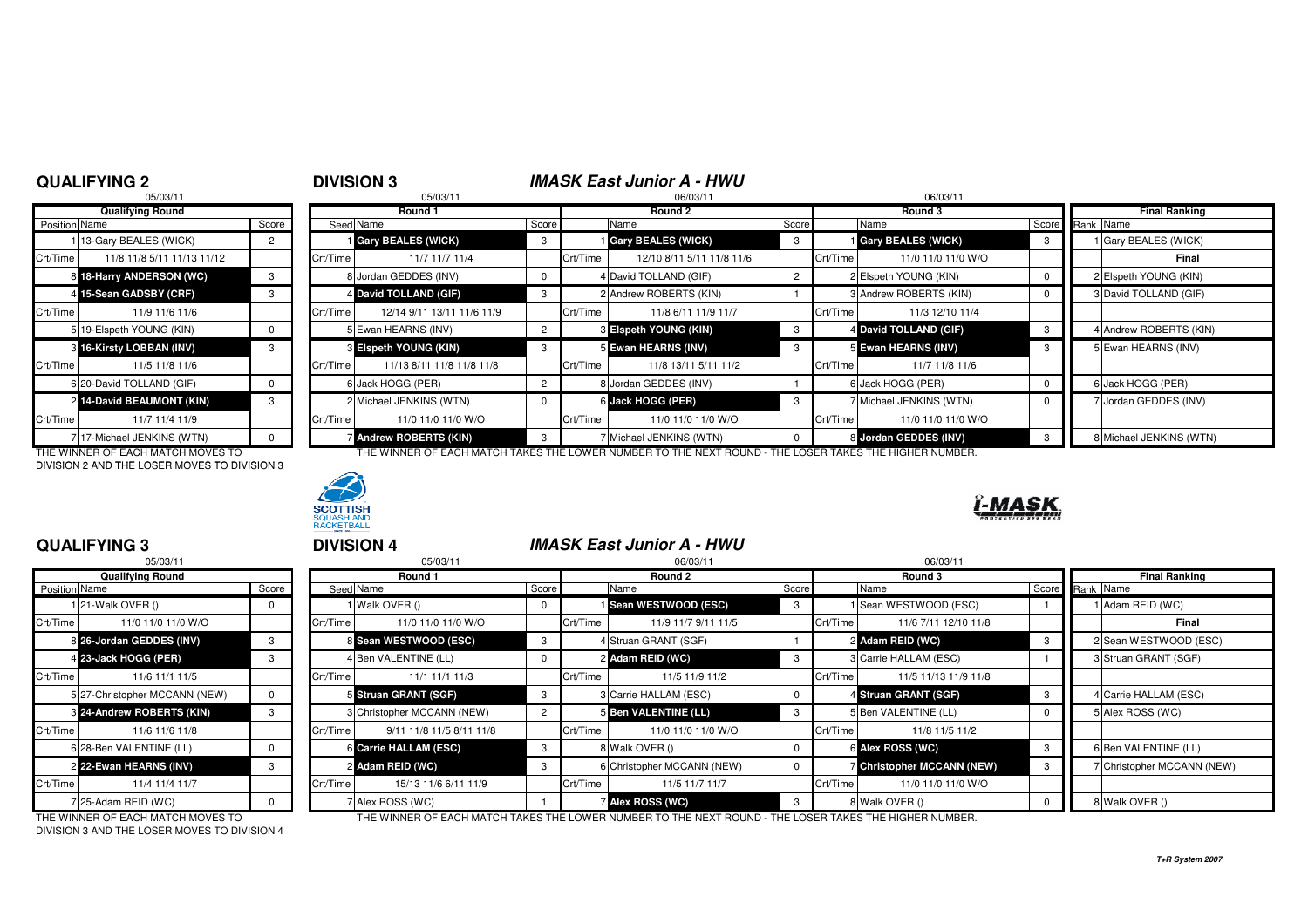## QUALIFYING 2

05/03/11

| Position | Name | Score |
|---|---|---|
| | **Qualifying Round** | |
| 1 | 13-Gary BEALES (WICK) | 2 |
| Crt/Time | 11/8 11/8 5/11 11/13 11/12 | |
| 8 | **18-Harry ANDERSON (WC)** | 3 |
| 4 | **15-Sean GADSBY (CRF)** | 3 |
| Crt/Time | 11/9 11/6 11/6 | |
| 5 | 19-Elspeth YOUNG (KIN) | 0 |
| 3 | **16-Kirsty LOBBAN (INV)** | 3 |
| Crt/Time | 11/5 11/8 11/6 | |
| 6 | 20-David TOLLAND (GIF) | 0 |
| 2 | **14-David BEAUMONT (KIN)** | 3 |
| Crt/Time | 11/7 11/4 11/9 | |
| 7 | 17-Michael JENKINS (WTN) | 0 |

THE WINNER OF EACH MATCH MOVES TO DIVISION 2 AND THE LOSER MOVES TO DIVISION 3

## DIVISION 3

### IMASK East Junior A - HWU

| Seed | Round 1 (05/03/11) | Score | | Round 2 (06/03/11) | Score | | Round 3 (06/03/11) | Score | Rank | Final Ranking |
|---|---|---|---|---|---|---|---|---|---|---|
| 1 | **Gary BEALES (WICK)** | 3 | 1 | **Gary BEALES (WICK)** | 3 | 1 | **Gary BEALES (WICK)** | 3 | 1 | Gary BEALES (WICK) |
| Crt/Time | 11/7 11/7 11/4 | | Crt/Time | 12/10 8/11 5/11 11/8 11/6 | | Crt/Time | 11/0 11/0 11/0 W/O | | | Final |
| 8 | Jordan GEDDES (INV) | 0 | 4 | David TOLLAND (GIF) | 2 | 2 | Elspeth YOUNG (KIN) | 0 | 2 | Elspeth YOUNG (KIN) |
| 4 | **David TOLLAND (GIF)** | 3 | 2 | Andrew ROBERTS (KIN) | 1 | 3 | Andrew ROBERTS (KIN) | 0 | 3 | David TOLLAND (GIF) |
| Crt/Time | 12/14 9/11 13/11 11/6 11/9 | | Crt/Time | 11/8 6/11 11/9 11/7 | | Crt/Time | 11/3 12/10 11/4 | | | |
| 5 | Ewan HEARNS (INV) | 2 | 3 | **Elspeth YOUNG (KIN)** | 3 | 4 | **David TOLLAND (GIF)** | 3 | 4 | Andrew ROBERTS (KIN) |
| 3 | **Elspeth YOUNG (KIN)** | 3 | 5 | **Ewan HEARNS (INV)** | 3 | 5 | **Ewan HEARNS (INV)** | 3 | 5 | Ewan HEARNS (INV) |
| Crt/Time | 11/13 8/11 11/8 11/8 11/8 | | Crt/Time | 11/8 13/11 5/11 11/2 | | Crt/Time | 11/7 11/8 11/6 | | | |
| 6 | Jack HOGG (PER) | 2 | 8 | Jordan GEDDES (INV) | 1 | 6 | Jack HOGG (PER) | 0 | 6 | Jack HOGG (PER) |
| 2 | Michael JENKINS (WTN) | 0 | 6 | **Jack HOGG (PER)** | 3 | 7 | Michael JENKINS (WTN) | 0 | 7 | Jordan GEDDES (INV) |
| Crt/Time | 11/0 11/0 11/0 W/O | | Crt/Time | 11/0 11/0 11/0 W/O | | Crt/Time | 11/0 11/0 11/0 W/O | | | |
| 7 | **Andrew ROBERTS (KIN)** | 3 | 7 | Michael JENKINS (WTN) | 0 | 8 | **Jordan GEDDES (INV)** | 3 | 8 | Michael JENKINS (WTN) |

THE WINNER OF EACH MATCH TAKES THE LOWER NUMBER TO THE NEXT ROUND - THE LOSER TAKES THE HIGHER NUMBER.

## QUALIFYING 3

05/03/11

| Position | Name | Score |
|---|---|---|
| | **Qualifying Round** | |
| 1 | 21-Walk OVER () | 0 |
| Crt/Time | 11/0 11/0 11/0 W/O | |
| 8 | **26-Jordan GEDDES (INV)** | 3 |
| 4 | **23-Jack HOGG (PER)** | 3 |
| Crt/Time | 11/6 11/1 11/5 | |
| 5 | 27-Christopher MCCANN (NEW) | 0 |
| 3 | **24-Andrew ROBERTS (KIN)** | 3 |
| Crt/Time | 11/6 11/6 11/8 | |
| 6 | 28-Ben VALENTINE (LL) | 0 |
| 2 | **22-Ewan HEARNS (INV)** | 3 |
| Crt/Time | 11/4 11/4 11/7 | |
| 7 | 25-Adam REID (WC) | 0 |

THE WINNER OF EACH MATCH MOVES TO DIVISION 3 AND THE LOSER MOVES TO DIVISION 4

## DIVISION 4

### IMASK East Junior A - HWU

| Seed | Round 1 (05/03/11) | Score | | Round 2 (06/03/11) | Score | | Round 3 (06/03/11) | Score | Rank | Final Ranking |
|---|---|---|---|---|---|---|---|---|---|---|
| 1 | Walk OVER () | 0 | 1 | **Sean WESTWOOD (ESC)** | 3 | 1 | Sean WESTWOOD (ESC) | 1 | 1 | Adam REID (WC) |
| Crt/Time | 11/0 11/0 11/0 W/O | | Crt/Time | 11/9 11/7 9/11 11/5 | | Crt/Time | 11/6 7/11 12/10 11/8 | | | Final |
| 8 | **Sean WESTWOOD (ESC)** | 3 | 4 | Struan GRANT (SGF) | 1 | 2 | **Adam REID (WC)** | 3 | 2 | Sean WESTWOOD (ESC) |
| 4 | Ben VALENTINE (LL) | 0 | 2 | **Adam REID (WC)** | 3 | 3 | Carrie HALLAM (ESC) | 1 | 3 | Struan GRANT (SGF) |
| Crt/Time | 11/1 11/1 11/3 | | Crt/Time | 11/5 11/9 11/2 | | Crt/Time | 11/5 11/13 11/9 11/8 | | | |
| 5 | **Struan GRANT (SGF)** | 3 | 3 | Carrie HALLAM (ESC) | 0 | 4 | **Struan GRANT (SGF)** | 3 | 4 | Carrie HALLAM (ESC) |
| 3 | Christopher MCCANN (NEW) | 2 | 5 | **Ben VALENTINE (LL)** | 3 | 5 | Ben VALENTINE (LL) | 0 | 5 | Alex ROSS (WC) |
| Crt/Time | 9/11 11/8 11/5 8/11 11/8 | | Crt/Time | 11/0 11/0 11/0 W/O | | Crt/Time | 11/8 11/5 11/2 | | | |
| 6 | **Carrie HALLAM (ESC)** | 3 | 8 | Walk OVER () | 0 | 6 | **Alex ROSS (WC)** | 3 | 6 | Ben VALENTINE (LL) |
| 2 | **Adam REID (WC)** | 3 | 6 | Christopher MCCANN (NEW) | 0 | 7 | **Christopher MCCANN (NEW)** | 3 | 7 | Christopher MCCANN (NEW) |
| Crt/Time | 15/13 11/6 6/11 11/9 | | Crt/Time | 11/5 11/7 11/7 | | Crt/Time | 11/0 11/0 11/0 W/O | | | |
| 7 | Alex ROSS (WC) | 1 | 7 | **Alex ROSS (WC)** | 3 | 8 | Walk OVER () | 0 | 8 | Walk OVER () |

THE WINNER OF EACH MATCH TAKES THE LOWER NUMBER TO THE NEXT ROUND - THE LOSER TAKES THE HIGHER NUMBER.

T+R System 2007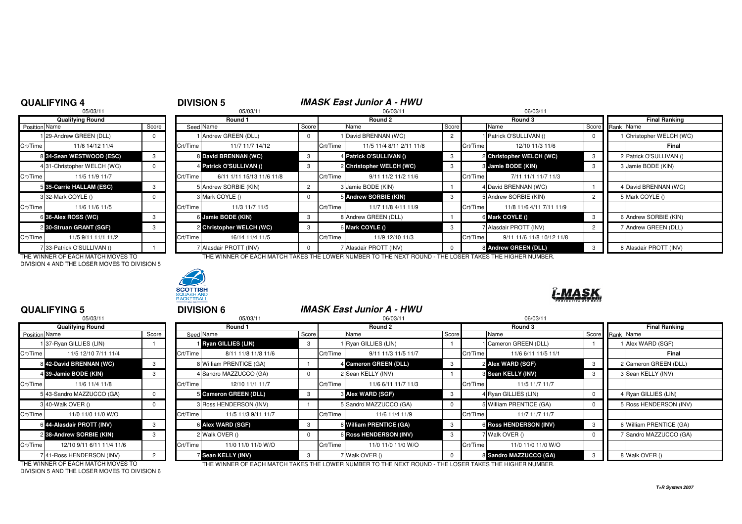## QUALIFYING 4

05/03/11

| Qualifying Round | | |
|---|---|---|
| Position | Name | Score |
| 1 | 29-Andrew GREEN (DLL) | 0 |
| Crt/Time | 11/6 14/12 11/4 | |
| 8 | **34-Sean WESTWOOD (ESC)** | 3 |
| 4 | 31-Christopher WELCH (WC) | 0 |
| Crt/Time | 11/5 11/9 11/7 | |
| 5 | **35-Carrie HALLAM (ESC)** | 3 |
| 3 | 32-Mark COYLE () | 0 |
| Crt/Time | 11/6 11/6 11/5 | |
| 6 | **36-Alex ROSS (WC)** | 3 |
| 2 | **30-Struan GRANT (SGF)** | 3 |
| Crt/Time | 11/5 9/11 11/1 11/2 | |
| 7 | 33-Patrick O'SULLIVAN () | 1 |

THE WINNER OF EACH MATCH MOVES TO DIVISION 4 AND THE LOSER MOVES TO DIVISION 5

## DIVISION 5

### *IMASK East Junior A - HWU*

| Round 1 (05/03/11) | | | Round 2 (06/03/11) | | | Round 3 (06/03/11) | | | Final Ranking | |
|---|---|---|---|---|---|---|---|---|---|---|
| Seed | Name | Score | | Name | Score | | Name | Score | Rank | Name |
| 1 | Andrew GREEN (DLL) | 0 | 1 | David BRENNAN (WC) | 2 | 1 | Patrick O'SULLIVAN () | 0 | 1 | Christopher WELCH (WC) |
| Crt/Time | 11/7 11/7 14/12 | | Crt/Time | 11/5 11/4 8/11 2/11 11/8 | | Crt/Time | 12/10 11/3 11/6 | | | Final |
| 8 | **David BRENNAN (WC)** | 3 | 4 | **Patrick O'SULLIVAN ()** | 3 | 2 | **Christopher WELCH (WC)** | 3 | 2 | Patrick O'SULLIVAN () |
| 4 | **Patrick O'SULLIVAN ()** | 3 | 2 | **Christopher WELCH (WC)** | 3 | 3 | **Jamie BODE (KIN)** | 3 | 3 | Jamie BODE (KIN) |
| Crt/Time | 6/11 1/11 15/13 11/6 11/8 | | Crt/Time | 9/11 11/2 11/2 11/6 | | Crt/Time | 7/11 11/1 11/7 11/3 | | | |
| 5 | Andrew SORBIE (KIN) | 2 | 3 | Jamie BODE (KIN) | 1 | 4 | David BRENNAN (WC) | 1 | 4 | David BRENNAN (WC) |
| 3 | Mark COYLE () | 0 | 5 | **Andrew SORBIE (KIN)** | 3 | 5 | Andrew SORBIE (KIN) | 2 | 5 | Mark COYLE () |
| Crt/Time | 11/3 11/7 11/5 | | Crt/Time | 11/7 11/8 4/11 11/9 | | Crt/Time | 11/8 11/6 4/11 7/11 11/9 | | | |
| 6 | **Jamie BODE (KIN)** | 3 | 8 | Andrew GREEN (DLL) | 1 | 6 | **Mark COYLE ()** | 3 | 6 | Andrew SORBIE (KIN) |
| 2 | **Christopher WELCH (WC)** | 3 | 6 | **Mark COYLE ()** | 3 | 7 | Alasdair PROTT (INV) | 2 | 7 | Andrew GREEN (DLL) |
| Crt/Time | 16/14 11/4 11/5 | | Crt/Time | 11/9 12/10 11/3 | | Crt/Time | 9/11 11/6 11/8 10/12 11/8 | | | |
| 7 | Alasdair PROTT (INV) | 0 | 7 | Alasdair PROTT (INV) | 0 | 8 | **Andrew GREEN (DLL)** | 3 | 8 | Alasdair PROTT (INV) |

THE WINNER OF EACH MATCH TAKES THE LOWER NUMBER TO THE NEXT ROUND - THE LOSER TAKES THE HIGHER NUMBER.

## QUALIFYING 5

05/03/11

| Qualifying Round | | |
|---|---|---|
| Position | Name | Score |
| 1 | 37-Ryan GILLIES (LIN) | 1 |
| Crt/Time | 11/5 12/10 7/11 11/4 | |
| 8 | **42-David BRENNAN (WC)** | 3 |
| 4 | **39-Jamie BODE (KIN)** | 3 |
| Crt/Time | 11/6 11/4 11/8 | |
| 5 | 43-Sandro MAZZUCCO (GA) | 0 |
| 3 | 40-Walk OVER () | 0 |
| Crt/Time | 11/0 11/0 11/0 W/O | |
| 6 | **44-Alasdair PROTT (INV)** | 3 |
| 2 | **38-Andrew SORBIE (KIN)** | 3 |
| Crt/Time | 12/10 9/11 6/11 11/4 11/6 | |
| 7 | 41-Ross HENDERSON (INV) | 2 |

THE WINNER OF EACH MATCH MOVES TO DIVISION 5 AND THE LOSER MOVES TO DIVISION 6

## DIVISION 6

### *IMASK East Junior A - HWU*

| Round 1 (05/03/11) | | | Round 2 (06/03/11) | | | Round 3 (06/03/11) | | | Final Ranking | |
|---|---|---|---|---|---|---|---|---|---|---|
| Seed | Name | Score | | Name | Score | | Name | Score | Rank | Name |
| 1 | **Ryan GILLIES (LIN)** | 3 | 1 | Ryan GILLIES (LIN) | 1 | 1 | Cameron GREEN (DLL) | 1 | 1 | Alex WARD (SGF) |
| Crt/Time | 8/11 11/8 11/8 11/6 | | Crt/Time | 9/11 11/3 11/5 11/7 | | Crt/Time | 11/6 6/11 11/5 11/1 | | | Final |
| 8 | William PRENTICE (GA) | 1 | 4 | **Cameron GREEN (DLL)** | 3 | 2 | **Alex WARD (SGF)** | 3 | 2 | Cameron GREEN (DLL) |
| 4 | Sandro MAZZUCCO (GA) | 0 | 2 | Sean KELLY (INV) | 1 | 3 | **Sean KELLY (INV)** | 3 | 3 | Sean KELLY (INV) |
| Crt/Time | 12/10 11/1 11/7 | | Crt/Time | 11/6 6/11 11/7 11/3 | | Crt/Time | 11/5 11/7 11/7 | | | |
| 5 | **Cameron GREEN (DLL)** | 3 | 3 | **Alex WARD (SGF)** | 3 | 4 | Ryan GILLIES (LIN) | 0 | 4 | Ryan GILLIES (LIN) |
| 3 | Ross HENDERSON (INV) | 1 | 5 | Sandro MAZZUCCO (GA) | 0 | 5 | William PRENTICE (GA) | 0 | 5 | Ross HENDERSON (INV) |
| Crt/Time | 11/5 11/3 9/11 11/7 | | Crt/Time | 11/6 11/4 11/9 | | Crt/Time | 11/7 11/7 11/7 | | | |
| 6 | **Alex WARD (SGF)** | 3 | 8 | **William PRENTICE (GA)** | 3 | 6 | **Ross HENDERSON (INV)** | 3 | 6 | William PRENTICE (GA) |
| 2 | Walk OVER () | 0 | 6 | **Ross HENDERSON (INV)** | 3 | 7 | Walk OVER () | 0 | 7 | Sandro MAZZUCCO (GA) |
| Crt/Time | 11/0 11/0 11/0 W/O | | Crt/Time | 11/0 11/0 11/0 W/O | | Crt/Time | 11/0 11/0 11/0 W/O | | | |
| 7 | **Sean KELLY (INV)** | 3 | 7 | Walk OVER () | 0 | 8 | **Sandro MAZZUCCO (GA)** | 3 | 8 | Walk OVER () |

THE WINNER OF EACH MATCH TAKES THE LOWER NUMBER TO THE NEXT ROUND - THE LOSER TAKES THE HIGHER NUMBER.

T+R System 2007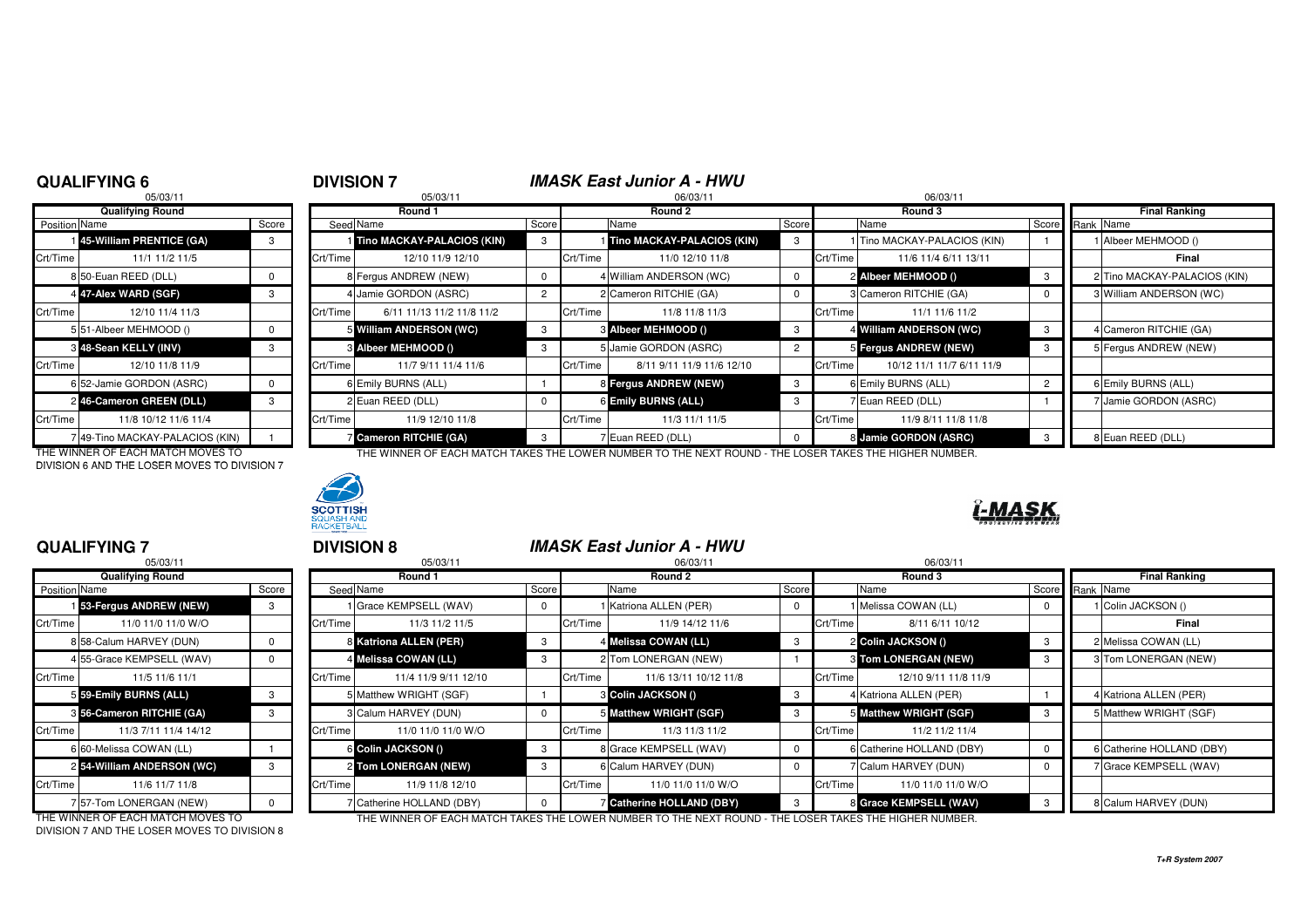## QUALIFYING 6

05/03/11

| Qualifying Round | | |
|---|---|---|
| Position | Name | Score |
| 1 | 45-William PRENTICE (GA) | 3 |
| Crt/Time | 11/1 11/2 11/5 | |
| 8 | 50-Euan REED (DLL) | 0 |
| 4 | 47-Alex WARD (SGF) | 3 |
| Crt/Time | 12/10 11/4 11/3 | |
| 5 | 51-Albeer MEHMOOD () | 0 |
| 3 | 48-Sean KELLY (INV) | 3 |
| Crt/Time | 12/10 11/8 11/9 | |
| 6 | 52-Jamie GORDON (ASRC) | 0 |
| 2 | 46-Cameron GREEN (DLL) | 3 |
| Crt/Time | 11/8 10/12 11/6 11/4 | |
| 7 | 49-Tino MACKAY-PALACIOS (KIN) | 1 |

THE WINNER OF EACH MATCH MOVES TO DIVISION 6 AND THE LOSER MOVES TO DIVISION 7

## DIVISION 7

### *IMASK East Junior A - HWU*

| Round 1 (05/03/11) | | | Round 2 (06/03/11) | | | Round 3 (06/03/11) | | | Final Ranking | |
|---|---|---|---|---|---|---|---|---|---|---|
| Seed | Name | Score | | Name | Score | | Name | Score | Rank | Name |
| 1 | Tino MACKAY-PALACIOS (KIN) | 3 | 1 | Tino MACKAY-PALACIOS (KIN) | 3 | 1 | Tino MACKAY-PALACIOS (KIN) | 1 | 1 | Albeer MEHMOOD () |
| Crt/Time | 12/10 11/9 12/10 | | Crt/Time | 11/0 12/10 11/8 | | Crt/Time | 11/6 11/4 6/11 13/11 | | | Final |
| 8 | Fergus ANDREW (NEW) | 0 | 4 | William ANDERSON (WC) | 0 | 2 | Albeer MEHMOOD () | 3 | 2 | Tino MACKAY-PALACIOS (KIN) |
| 4 | Jamie GORDON (ASRC) | 2 | 2 | Cameron RITCHIE (GA) | 0 | 3 | Cameron RITCHIE (GA) | 0 | 3 | William ANDERSON (WC) |
| Crt/Time | 6/11 11/13 11/2 11/8 11/2 | | Crt/Time | 11/8 11/8 11/3 | | Crt/Time | 11/1 11/6 11/2 | | | |
| 5 | William ANDERSON (WC) | 3 | 3 | Albeer MEHMOOD () | 3 | 4 | William ANDERSON (WC) | 3 | 4 | Cameron RITCHIE (GA) |
| 3 | Albeer MEHMOOD () | 3 | 5 | Jamie GORDON (ASRC) | 2 | 5 | Fergus ANDREW (NEW) | 3 | 5 | Fergus ANDREW (NEW) |
| Crt/Time | 11/7 9/11 11/4 11/6 | | Crt/Time | 8/11 9/11 11/9 11/6 12/10 | | Crt/Time | 10/12 11/1 11/7 6/11 11/9 | | | |
| 6 | Emily BURNS (ALL) | 1 | 8 | Fergus ANDREW (NEW) | 3 | 6 | Emily BURNS (ALL) | 2 | 6 | Emily BURNS (ALL) |
| 2 | Euan REED (DLL) | 0 | 6 | Emily BURNS (ALL) | 3 | 7 | Euan REED (DLL) | 1 | 7 | Jamie GORDON (ASRC) |
| Crt/Time | 11/9 12/10 11/8 | | Crt/Time | 11/3 11/1 11/5 | | Crt/Time | 11/9 8/11 11/8 11/8 | | | |
| 7 | Cameron RITCHIE (GA) | 3 | 7 | Euan REED (DLL) | 0 | 8 | Jamie GORDON (ASRC) | 3 | 8 | Euan REED (DLL) |

THE WINNER OF EACH MATCH TAKES THE LOWER NUMBER TO THE NEXT ROUND - THE LOSER TAKES THE HIGHER NUMBER.

## QUALIFYING 7

05/03/11

| Qualifying Round | | |
|---|---|---|
| Position | Name | Score |
| 1 | 53-Fergus ANDREW (NEW) | 3 |
| Crt/Time | 11/0 11/0 11/0 W/O | |
| 8 | 58-Calum HARVEY (DUN) | 0 |
| 4 | 55-Grace KEMPSELL (WAV) | 0 |
| Crt/Time | 11/5 11/6 11/1 | |
| 5 | 59-Emily BURNS (ALL) | 3 |
| 3 | 56-Cameron RITCHIE (GA) | 3 |
| Crt/Time | 11/3 7/11 11/4 14/12 | |
| 6 | 60-Melissa COWAN (LL) | 1 |
| 2 | 54-William ANDERSON (WC) | 3 |
| Crt/Time | 11/6 11/7 11/8 | |
| 7 | 57-Tom LONERGAN (NEW) | 0 |

THE WINNER OF EACH MATCH MOVES TO DIVISION 7 AND THE LOSER MOVES TO DIVISION 8

## DIVISION 8

### *IMASK East Junior A - HWU*

| Round 1 (05/03/11) | | | Round 2 (06/03/11) | | | Round 3 (06/03/11) | | | Final Ranking | |
|---|---|---|---|---|---|---|---|---|---|---|
| Seed | Name | Score | | Name | Score | | Name | Score | Rank | Name |
| 1 | Grace KEMPSELL (WAV) | 0 | 1 | Katriona ALLEN (PER) | 0 | 1 | Melissa COWAN (LL) | 0 | 1 | Colin JACKSON () |
| Crt/Time | 11/3 11/2 11/5 | | Crt/Time | 11/9 14/12 11/6 | | Crt/Time | 8/11 6/11 10/12 | | | Final |
| 8 | Katriona ALLEN (PER) | 3 | 4 | Melissa COWAN (LL) | 3 | 2 | Colin JACKSON () | 3 | 2 | Melissa COWAN (LL) |
| 4 | Melissa COWAN (LL) | 3 | 2 | Tom LONERGAN (NEW) | 1 | 3 | Tom LONERGAN (NEW) | 3 | 3 | Tom LONERGAN (NEW) |
| Crt/Time | 11/4 11/9 9/11 12/10 | | Crt/Time | 11/6 13/11 10/12 11/8 | | Crt/Time | 12/10 9/11 11/8 11/9 | | | |
| 5 | Matthew WRIGHT (SGF) | 1 | 3 | Colin JACKSON () | 3 | 4 | Katriona ALLEN (PER) | 1 | 4 | Katriona ALLEN (PER) |
| 3 | Calum HARVEY (DUN) | 0 | 5 | Matthew WRIGHT (SGF) | 3 | 5 | Matthew WRIGHT (SGF) | 3 | 5 | Matthew WRIGHT (SGF) |
| Crt/Time | 11/0 11/0 11/0 W/O | | Crt/Time | 11/3 11/3 11/2 | | Crt/Time | 11/2 11/2 11/4 | | | |
| 6 | Colin JACKSON () | 3 | 8 | Grace KEMPSELL (WAV) | 0 | 6 | Catherine HOLLAND (DBY) | 0 | 6 | Catherine HOLLAND (DBY) |
| 2 | Tom LONERGAN (NEW) | 3 | 6 | Calum HARVEY (DUN) | 0 | 7 | Calum HARVEY (DUN) | 0 | 7 | Grace KEMPSELL (WAV) |
| Crt/Time | 11/9 11/8 12/10 | | Crt/Time | 11/0 11/0 11/0 W/O | | Crt/Time | 11/0 11/0 11/0 W/O | | | |
| 7 | Catherine HOLLAND (DBY) | 0 | 7 | Catherine HOLLAND (DBY) | 3 | 8 | Grace KEMPSELL (WAV) | 3 | 8 | Calum HARVEY (DUN) |

THE WINNER OF EACH MATCH TAKES THE LOWER NUMBER TO THE NEXT ROUND - THE LOSER TAKES THE HIGHER NUMBER.

T+R System 2007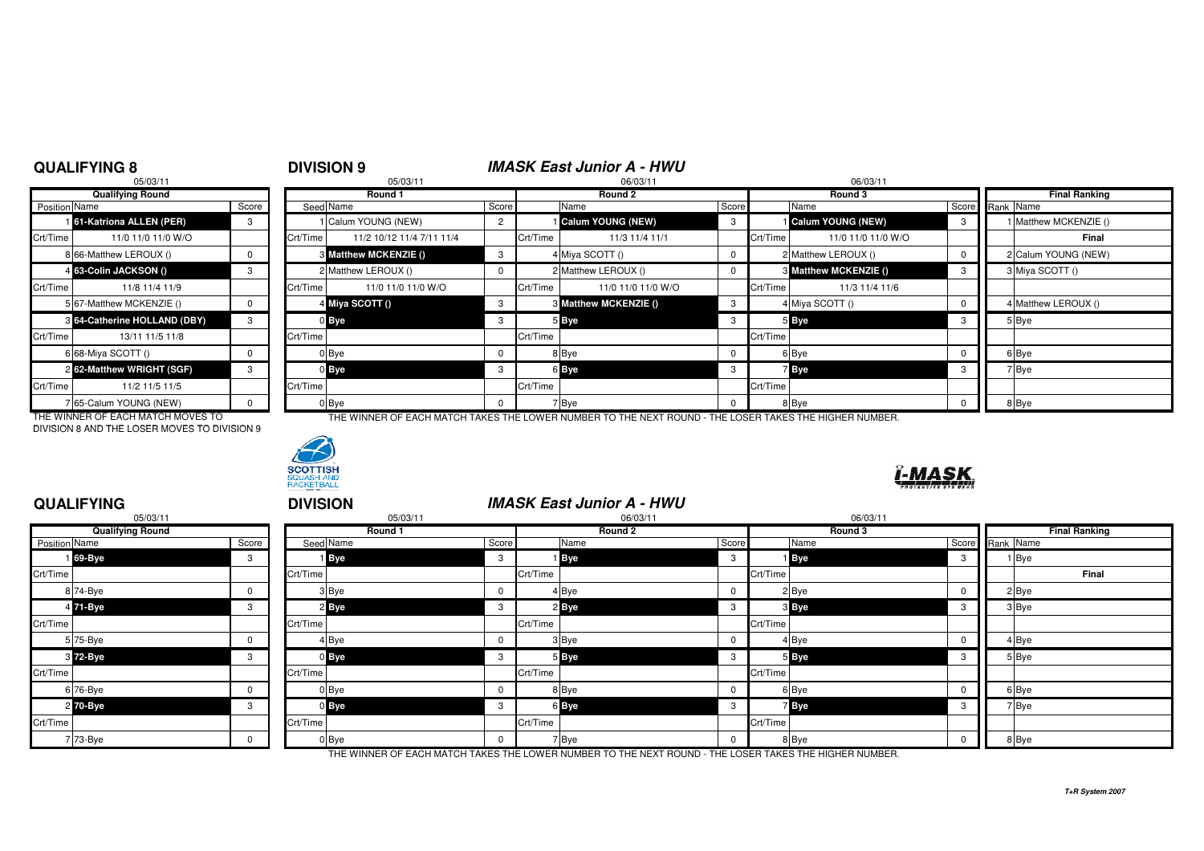## QUALIFYING 8

05/03/11

| Qualifying Round | | |
|---|---|---|
| Position | Name | Score |
| 1 | **61-Katriona ALLEN (PER)** | 3 |
| Crt/Time | 11/0 11/0 11/0 W/O | |
| 8 | 66-Matthew LEROUX () | 0 |
| 4 | **63-Colin JACKSON ()** | 3 |
| Crt/Time | 11/8 11/4 11/9 | |
| 5 | 67-Matthew MCKENZIE () | 0 |
| 3 | **64-Catherine HOLLAND (DBY)** | 3 |
| Crt/Time | 13/11 11/5 11/8 | |
| 6 | 68-Miya SCOTT () | 0 |
| 2 | **62-Matthew WRIGHT (SGF)** | 3 |
| Crt/Time | 11/2 11/5 11/5 | |
| 7 | 65-Calum YOUNG (NEW) | 0 |

THE WINNER OF EACH MATCH MOVES TO DIVISION 8 AND THE LOSER MOVES TO DIVISION 9

## DIVISION 9

### *IMASK East Junior A - HWU*

| Round 1 (05/03/11) | | | Round 2 (06/03/11) | | | Round 3 (06/03/11) | | | Final Ranking | |
|---|---|---|---|---|---|---|---|---|---|---|
| Seed | Name | Score | | Name | Score | | Name | Score | Rank | Name |
| 1 | Calum YOUNG (NEW) | 2 | 1 | **Calum YOUNG (NEW)** | 3 | 1 | **Calum YOUNG (NEW)** | 3 | 1 | Matthew MCKENZIE () |
| Crt/Time | 11/2 10/12 11/4 7/11 11/4 | | Crt/Time | 11/3 11/4 11/1 | | Crt/Time | 11/0 11/0 11/0 W/O | | | **Final** |
| 3 | **Matthew MCKENZIE ()** | 3 | 4 | Miya SCOTT () | 0 | 2 | Matthew LEROUX () | 0 | 2 | Calum YOUNG (NEW) |
| 2 | Matthew LEROUX () | 0 | 2 | Matthew LEROUX () | 0 | 3 | **Matthew MCKENZIE ()** | 3 | 3 | Miya SCOTT () |
| Crt/Time | 11/0 11/0 11/0 W/O | | Crt/Time | 11/0 11/0 11/0 W/O | | Crt/Time | 11/3 11/4 11/6 | | | |
| 4 | **Miya SCOTT ()** | 3 | 3 | **Matthew MCKENZIE ()** | 3 | 4 | Miya SCOTT () | 0 | 4 | Matthew LEROUX () |
| 0 | **Bye** | 3 | 5 | **Bye** | 3 | 5 | **Bye** | 3 | 5 | Bye |
| Crt/Time | | | Crt/Time | | | Crt/Time | | | | |
| 0 | Bye | 0 | 8 | Bye | 0 | 6 | Bye | 0 | 6 | Bye |
| 0 | **Bye** | 3 | 6 | **Bye** | 3 | 7 | **Bye** | 3 | 7 | Bye |
| Crt/Time | | | Crt/Time | | | Crt/Time | | | | |
| 0 | Bye | 0 | 7 | Bye | 0 | 8 | Bye | 0 | 8 | Bye |

THE WINNER OF EACH MATCH TAKES THE LOWER NUMBER TO THE NEXT ROUND - THE LOSER TAKES THE HIGHER NUMBER.

## QUALIFYING

05/03/11

| Qualifying Round | | |
|---|---|---|
| Position | Name | Score |
| 1 | **69-Bye** | 3 |
| Crt/Time | | |
| 8 | 74-Bye | 0 |
| 4 | **71-Bye** | 3 |
| Crt/Time | | |
| 5 | 75-Bye | 0 |
| 3 | **72-Bye** | 3 |
| Crt/Time | | |
| 6 | 76-Bye | 0 |
| 2 | **70-Bye** | 3 |
| Crt/Time | | |
| 7 | 73-Bye | 0 |

## DIVISION

### *IMASK East Junior A - HWU*

| Round 1 (05/03/11) | | | Round 2 (06/03/11) | | | Round 3 (06/03/11) | | | Final Ranking | |
|---|---|---|---|---|---|---|---|---|---|---|
| Seed | Name | Score | | Name | Score | | Name | Score | Rank | Name |
| 1 | **Bye** | 3 | 1 | **Bye** | 3 | 1 | **Bye** | 3 | 1 | Bye |
| Crt/Time | | | Crt/Time | | | Crt/Time | | | | **Final** |
| 3 | Bye | 0 | 4 | Bye | 0 | 2 | Bye | 0 | 2 | Bye |
| 2 | **Bye** | 3 | 2 | **Bye** | 3 | 3 | **Bye** | 3 | 3 | Bye |
| Crt/Time | | | Crt/Time | | | Crt/Time | | | | |
| 4 | Bye | 0 | 3 | Bye | 0 | 4 | Bye | 0 | 4 | Bye |
| 0 | **Bye** | 3 | 5 | **Bye** | 3 | 5 | **Bye** | 3 | 5 | Bye |
| Crt/Time | | | Crt/Time | | | Crt/Time | | | | |
| 0 | Bye | 0 | 8 | Bye | 0 | 6 | Bye | 0 | 6 | Bye |
| 0 | **Bye** | 3 | 6 | **Bye** | 3 | 7 | **Bye** | 3 | 7 | Bye |
| Crt/Time | | | Crt/Time | | | Crt/Time | | | | |
| 0 | Bye | 0 | 7 | Bye | 0 | 8 | Bye | 0 | 8 | Bye |

THE WINNER OF EACH MATCH TAKES THE LOWER NUMBER TO THE NEXT ROUND - THE LOSER TAKES THE HIGHER NUMBER.

*T+R System 2007*